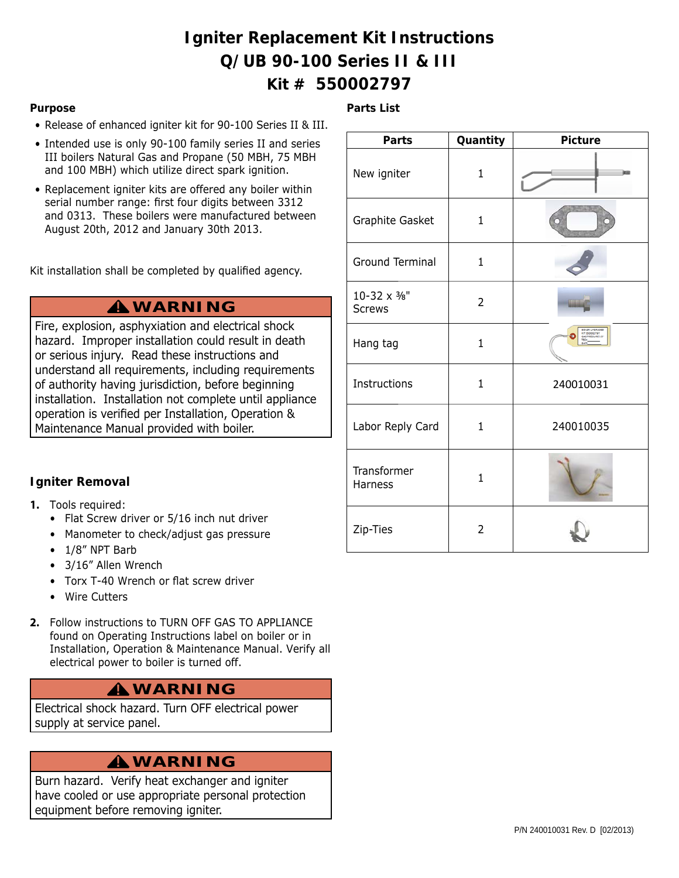# Igniter Replacement Kit Instructions
# Q/UB 90-100 Series II & III
# Kit # 550002797

## Purpose

- Release of enhanced igniter kit for 90-100 Series II & III.
- Intended use is only 90-100 family series II and series III boilers Natural Gas and Propane (50 MBH, 75 MBH and 100 MBH) which utilize direct spark ignition.
- Replacement igniter kits are offered any boiler within serial number range: first four digits between 3312 and 0313. These boilers were manufactured between August 20th, 2012 and January 30th 2013.

Kit installation shall be completed by qualified agency.

> **⚠ WARNING**
>
> Fire, explosion, asphyxiation and electrical shock hazard. Improper installation could result in death or serious injury. Read these instructions and understand all requirements, including requirements of authority having jurisdiction, before beginning installation. Installation not complete until appliance operation is verified per Installation, Operation & Maintenance Manual provided with boiler.

## Igniter Removal

1. Tools required:
   - Flat Screw driver or 5/16 inch nut driver
   - Manometer to check/adjust gas pressure
   - 1/8" NPT Barb
   - 3/16" Allen Wrench
   - Torx T-40 Wrench or flat screw driver
   - Wire Cutters
2. Follow instructions to TURN OFF GAS TO APPLIANCE found on Operating Instructions label on boiler or in Installation, Operation & Maintenance Manual. Verify all electrical power to boiler is turned off.

> **⚠ WARNING**
>
> Electrical shock hazard. Turn OFF electrical power supply at service panel.

> **⚠ WARNING**
>
> Burn hazard. Verify heat exchanger and igniter have cooled or use appropriate personal protection equipment before removing igniter.

## Parts List

| Parts | Quantity | Picture |
|---|---|---|
| New igniter | 1 | |
| Graphite Gasket | 1 | |
| Ground Terminal | 1 | |
| 10-32 x ⅜" Screws | 2 | |
| Hang tag | 1 | |
| Instructions | 1 | 240010031 |
| Labor Reply Card | 1 | 240010035 |
| Transformer Harness | 1 | |
| Zip-Ties | 2 | |

P/N 240010031 Rev. D [02/2013]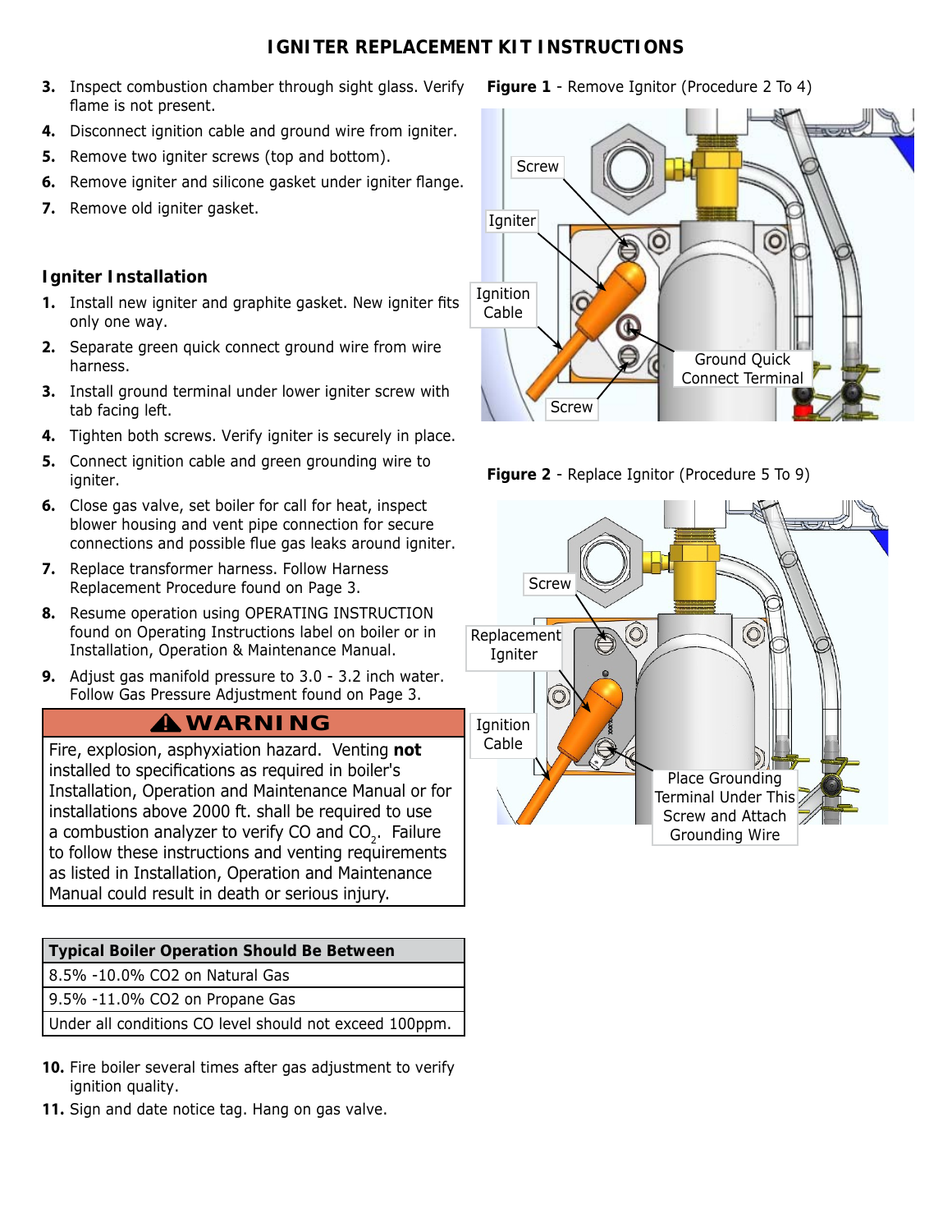# IGNITER REPLACEMENT KIT INSTRUCTIONS

3. Inspect combustion chamber through sight glass. Verify flame is not present.
4. Disconnect ignition cable and ground wire from igniter.
5. Remove two igniter screws (top and bottom).
6. Remove igniter and silicone gasket under igniter flange.
7. Remove old igniter gasket.

## Igniter Installation

1. Install new igniter and graphite gasket. New igniter fits only one way.
2. Separate green quick connect ground wire from wire harness.
3. Install ground terminal under lower igniter screw with tab facing left.
4. Tighten both screws. Verify igniter is securely in place.
5. Connect ignition cable and green grounding wire to igniter.
6. Close gas valve, set boiler for call for heat, inspect blower housing and vent pipe connection for secure connections and possible flue gas leaks around igniter.
7. Replace transformer harness. Follow Harness Replacement Procedure found on Page 3.
8. Resume operation using OPERATING INSTRUCTION found on Operating Instructions label on boiler or in Installation, Operation & Maintenance Manual.
9. Adjust gas manifold pressure to 3.0 - 3.2 inch water. Follow Gas Pressure Adjustment found on Page 3.

**⚠ WARNING**

Fire, explosion, asphyxiation hazard. Venting **not** installed to specifications as required in boiler's Installation, Operation and Maintenance Manual or for installations above 2000 ft. shall be required to use a combustion analyzer to verify CO and $CO_2$. Failure to follow these instructions and venting requirements as listed in Installation, Operation and Maintenance Manual could result in death or serious injury.

| Typical Boiler Operation Should Be Between |
| --- |
| 8.5% -10.0% $CO_2$ on Natural Gas |
| 9.5% -11.0% $CO_2$ on Propane Gas |
| Under all conditions CO level should not exceed 100ppm. |

10. Fire boiler several times after gas adjustment to verify ignition quality.
11. Sign and date notice tag. Hang on gas valve.

**Figure 1** - Remove Ignitor (Procedure 2 To 4)

Screw, Igniter, Ignition Cable, Ground Quick Connect Terminal, Screw

**Figure 2** - Replace Ignitor (Procedure 5 To 9)

Screw, Replacement Igniter, Ignition Cable, Place Grounding Terminal Under This Screw and Attach Grounding Wire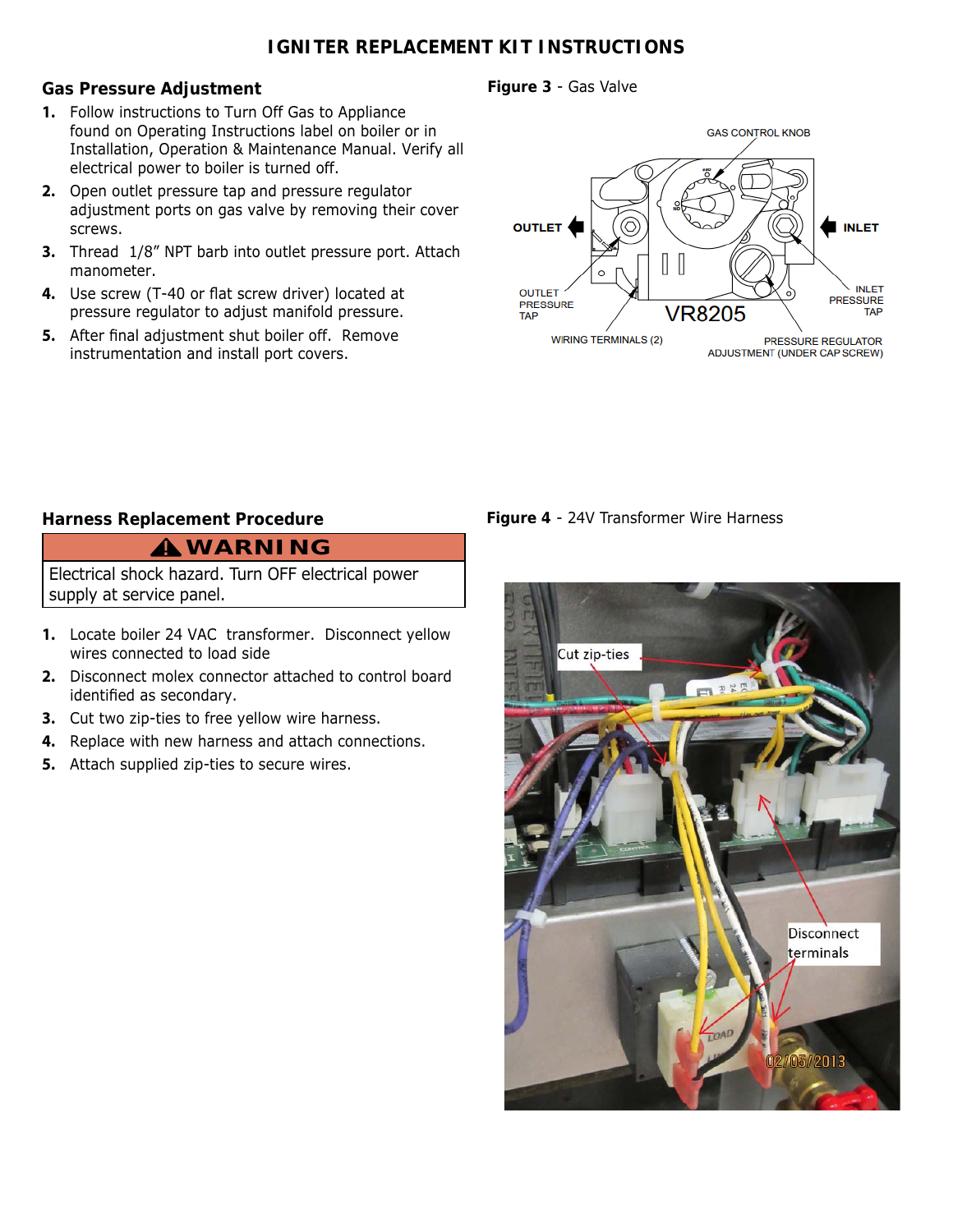# IGNITER REPLACEMENT KIT INSTRUCTIONS

## Gas Pressure Adjustment

1. Follow instructions to Turn Off Gas to Appliance found on Operating Instructions label on boiler or in Installation, Operation & Maintenance Manual. Verify all electrical power to boiler is turned off.
2. Open outlet pressure tap and pressure regulator adjustment ports on gas valve by removing their cover screws.
3. Thread 1/8" NPT barb into outlet pressure port. Attach manometer.
4. Use screw (T-40 or flat screw driver) located at pressure regulator to adjust manifold pressure.
5. After final adjustment shut boiler off. Remove instrumentation and install port covers.

**Figure 3** - Gas Valve

## Harness Replacement Procedure

**⚠ WARNING**

Electrical shock hazard. Turn OFF electrical power supply at service panel.

1. Locate boiler 24 VAC transformer. Disconnect yellow wires connected to load side
2. Disconnect molex connector attached to control board identified as secondary.
3. Cut two zip-ties to free yellow wire harness.
4. Replace with new harness and attach connections.
5. Attach supplied zip-ties to secure wires.

**Figure 4** - 24V Transformer Wire Harness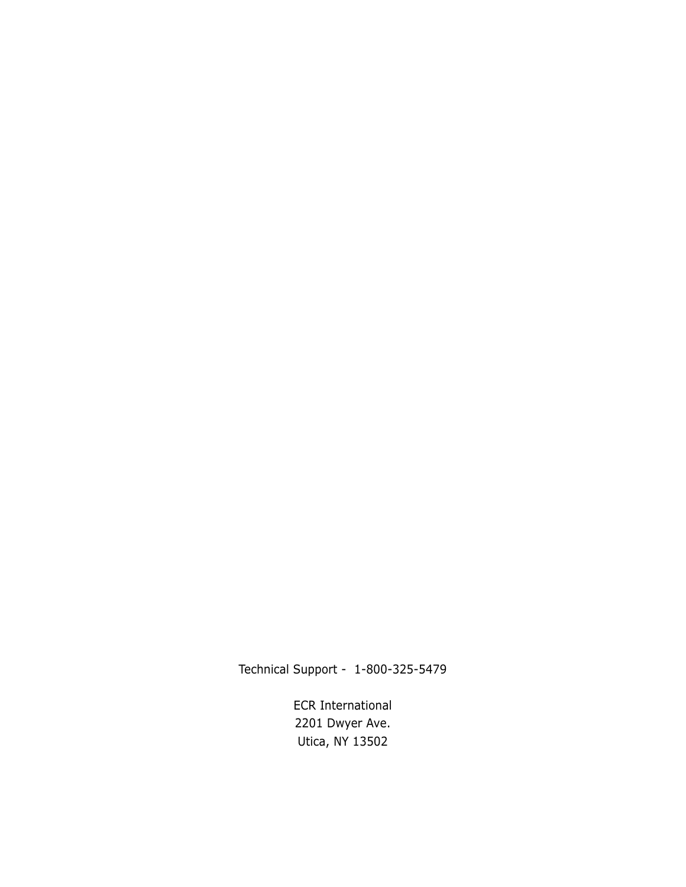Technical Support - 1-800-325-5479

ECR International
2201 Dwyer Ave.
Utica, NY 13502